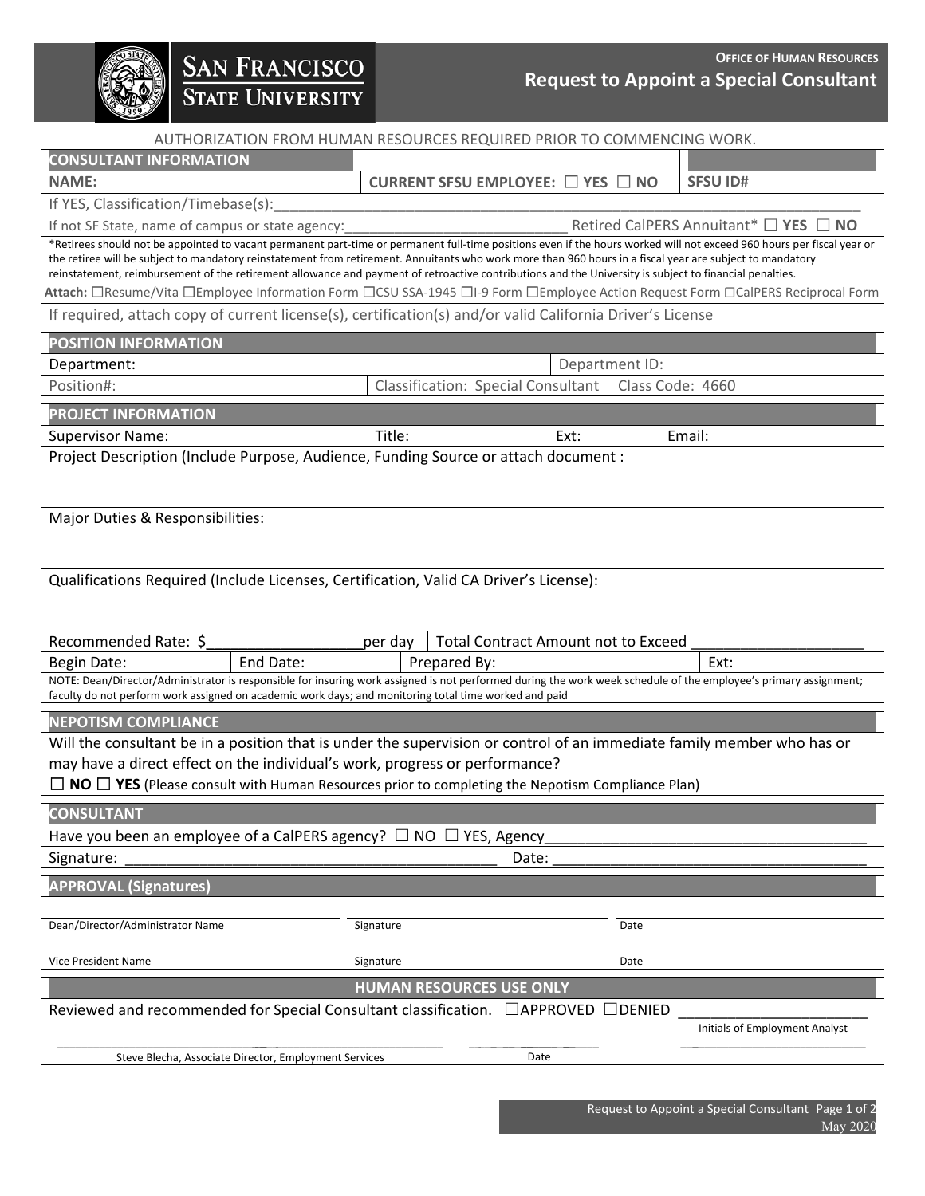**SAN FRANCISCO STATE UNIVERSITY**

**OFFICE OF HUMAN RESOURCES**

# Request to Appoint a Special Consultant

AUTHORIZATION FROM HUMAN RESOURCES REQUIRED PRIOR TO COMMENCING WORK.

## CONSULTANT INFORMATION

**NAME:** | **CURRENT SFSU EMPLOYEE:** ☐ YES ☐ NO | **SFSU ID#**

If YES, Classification/Timebase(s):______________________________________________

If not SF State, name of campus or state agency:____________________________ Retired CalPERS Annuitant* ☐ **YES** ☐ **NO**

*Retirees should not be appointed to vacant permanent part-time or permanent full-time positions even if the hours worked will not exceed 960 hours per fiscal year or the retiree will be subject to mandatory reinstatement from retirement. Annuitants who work more than 960 hours in a fiscal year are subject to mandatory reinstatement, reimbursement of the retirement allowance and payment of retroactive contributions and the University is subject to financial penalties.

**Attach:** ☐Resume/Vita ☐Employee Information Form ☐CSU SSA-1945 ☐I-9 Form ☐Employee Action Request Form ☐CalPERS Reciprocal Form

If required, attach copy of current license(s), certification(s) and/or valid California Driver's License

## POSITION INFORMATION

Department: | Department ID:

Position#: | Classification: Special Consultant Class Code: 4660

## PROJECT INFORMATION

Supervisor Name: | Title: | Ext: | Email:

Project Description (Include Purpose, Audience, Funding Source or attach document :

Major Duties & Responsibilities:

Qualifications Required (Include Licenses, Certification, Valid CA Driver's License):

Recommended Rate: $__________________per day | Total Contract Amount not to Exceed _____________________

Begin Date: | End Date: | Prepared By: | Ext:

NOTE: Dean/Director/Administrator is responsible for insuring work assigned is not performed during the work week schedule of the employee's primary assignment; faculty do not perform work assigned on academic work days; and monitoring total time worked and paid

## NEPOTISM COMPLIANCE

Will the consultant be in a position that is under the supervision or control of an immediate family member who has or may have a direct effect on the individual's work, progress or performance?

☐ **NO** ☐ **YES** (Please consult with Human Resources prior to completing the Nepotism Compliance Plan)

## CONSULTANT

Have you been an employee of a CalPERS agency? ☐ NO ☐ YES, Agency______________________________________

Signature: _____________________________________________ Date: ______________________________________

## APPROVAL (Signatures)

| Dean/Director/Administrator Name | Signature | Date |
|---|---|---|
| Vice President Name | Signature | Date |

## HUMAN RESOURCES USE ONLY

Reviewed and recommended for Special Consultant classification. ☐APPROVED ☐DENIED ________________________

Initials of Employment Analyst

_________________________________________ ____________ ________________________

Steve Blecha, Associate Director, Employment Services | Date

May 2020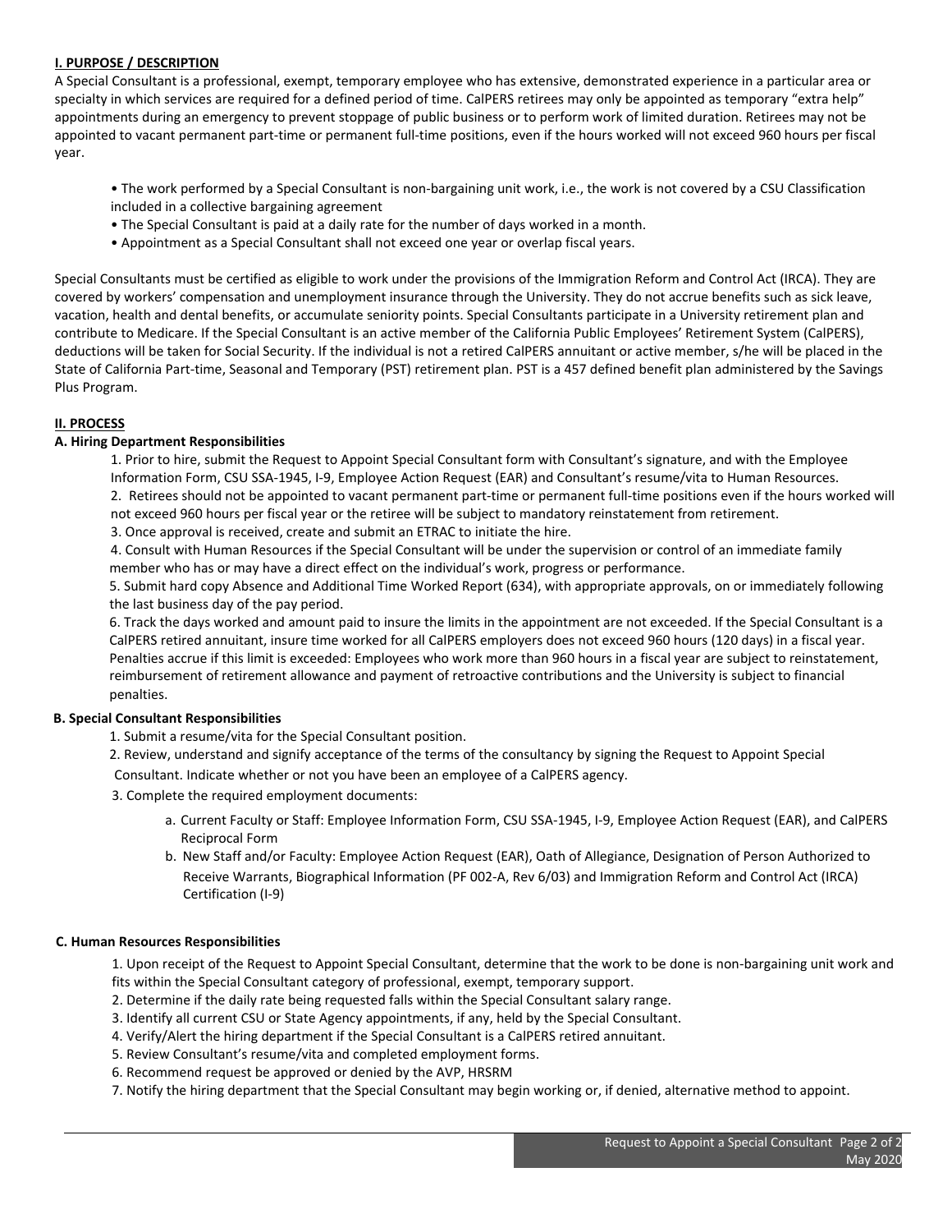## I. PURPOSE / DESCRIPTION

A Special Consultant is a professional, exempt, temporary employee who has extensive, demonstrated experience in a particular area or specialty in which services are required for a defined period of time. CalPERS retirees may only be appointed as temporary "extra help" appointments during an emergency to prevent stoppage of public business or to perform work of limited duration. Retirees may not be appointed to vacant permanent part-time or permanent full-time positions, even if the hours worked will not exceed 960 hours per fiscal year.

- The work performed by a Special Consultant is non-bargaining unit work, i.e., the work is not covered by a CSU Classification included in a collective bargaining agreement
- The Special Consultant is paid at a daily rate for the number of days worked in a month.
- Appointment as a Special Consultant shall not exceed one year or overlap fiscal years.

Special Consultants must be certified as eligible to work under the provisions of the Immigration Reform and Control Act (IRCA). They are covered by workers' compensation and unemployment insurance through the University. They do not accrue benefits such as sick leave, vacation, health and dental benefits, or accumulate seniority points. Special Consultants participate in a University retirement plan and contribute to Medicare. If the Special Consultant is an active member of the California Public Employees' Retirement System (CalPERS), deductions will be taken for Social Security. If the individual is not a retired CalPERS annuitant or active member, s/he will be placed in the State of California Part-time, Seasonal and Temporary (PST) retirement plan. PST is a 457 defined benefit plan administered by the Savings Plus Program.

## II. PROCESS

### A. Hiring Department Responsibilities

1. Prior to hire, submit the Request to Appoint Special Consultant form with Consultant's signature, and with the Employee Information Form, CSU SSA-1945, I-9, Employee Action Request (EAR) and Consultant's resume/vita to Human Resources.
2. Retirees should not be appointed to vacant permanent part-time or permanent full-time positions even if the hours worked will not exceed 960 hours per fiscal year or the retiree will be subject to mandatory reinstatement from retirement.
3. Once approval is received, create and submit an ETRAC to initiate the hire.
4. Consult with Human Resources if the Special Consultant will be under the supervision or control of an immediate family member who has or may have a direct effect on the individual's work, progress or performance.
5. Submit hard copy Absence and Additional Time Worked Report (634), with appropriate approvals, on or immediately following the last business day of the pay period.
6. Track the days worked and amount paid to insure the limits in the appointment are not exceeded. If the Special Consultant is a CalPERS retired annuitant, insure time worked for all CalPERS employers does not exceed 960 hours (120 days) in a fiscal year. Penalties accrue if this limit is exceeded: Employees who work more than 960 hours in a fiscal year are subject to reinstatement, reimbursement of retirement allowance and payment of retroactive contributions and the University is subject to financial penalties.

### B. Special Consultant Responsibilities

1. Submit a resume/vita for the Special Consultant position.
2. Review, understand and signify acceptance of the terms of the consultancy by signing the Request to Appoint Special Consultant. Indicate whether or not you have been an employee of a CalPERS agency.
3. Complete the required employment documents:
   a. Current Faculty or Staff: Employee Information Form, CSU SSA-1945, I-9, Employee Action Request (EAR), and CalPERS Reciprocal Form
   b. New Staff and/or Faculty: Employee Action Request (EAR), Oath of Allegiance, Designation of Person Authorized to Receive Warrants, Biographical Information (PF 002-A, Rev 6/03) and Immigration Reform and Control Act (IRCA) Certification (I-9)

### C. Human Resources Responsibilities

1. Upon receipt of the Request to Appoint Special Consultant, determine that the work to be done is non-bargaining unit work and fits within the Special Consultant category of professional, exempt, temporary support.
2. Determine if the daily rate being requested falls within the Special Consultant salary range.
3. Identify all current CSU or State Agency appointments, if any, held by the Special Consultant.
4. Verify/Alert the hiring department if the Special Consultant is a CalPERS retired annuitant.
5. Review Consultant's resume/vita and completed employment forms.
6. Recommend request be approved or denied by the AVP, HRSRM
7. Notify the hiring department that the Special Consultant may begin working or, if denied, alternative method to appoint.